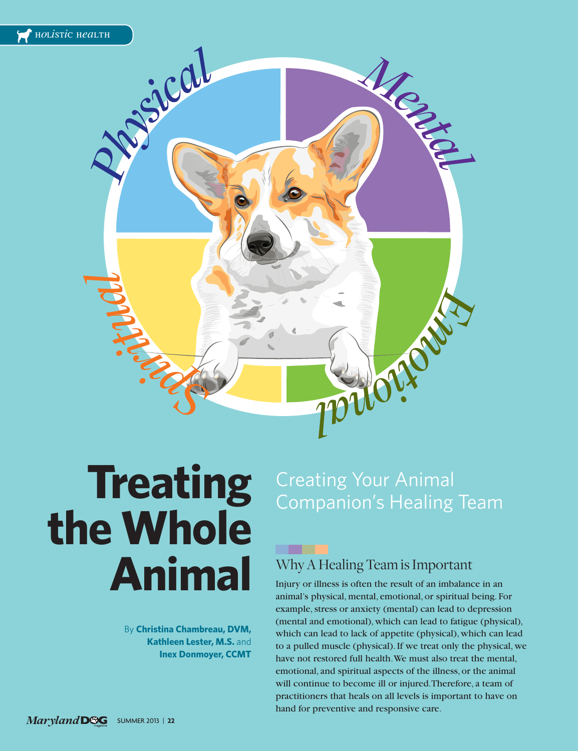# Treating the Whole Animal

## Creating Your Animal Companion's Healing Team

By **Christina Chambreau, DVM, Kathleen Lester, M.S.** and **Inex Donmoyer, CCMT**

### Why A Healing Team is Important

Injury or illness is often the result of an imbalance in an animal's physical, mental, emotional, or spiritual being. For example, stress or anxiety (mental) can lead to depression (mental and emotional), which can lead to fatigue (physical), which can lead to lack of appetite (physical), which can lead to a pulled muscle (physical). If we treat only the physical, we have not restored full health. We must also treat the mental, emotional, and spiritual aspects of the illness, or the animal will continue to become ill or injured. Therefore, a team of practitioners that heals on all levels is important to have on hand for preventive and responsive care.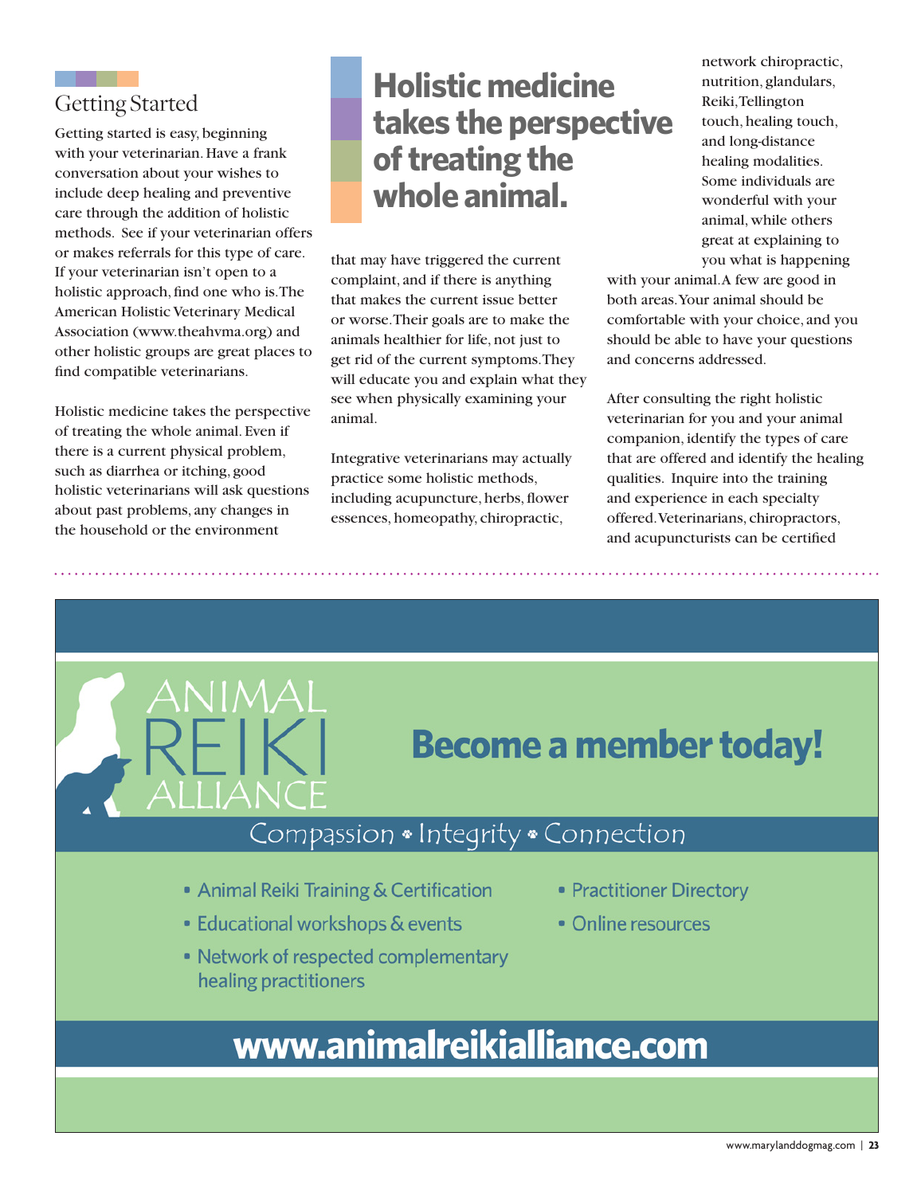## Getting Started

Getting started is easy, beginning with your veterinarian. Have a frank conversation about your wishes to include deep healing and preventive care through the addition of holistic methods. See if your veterinarian offers or makes referrals for this type of care. If your veterinarian isn't open to a holistic approach, find one who is. The American Holistic Veterinary Medical Association (www.theahvma.org) and other holistic groups are great places to find compatible veterinarians.

Holistic medicine takes the perspective of treating the whole animal. Even if there is a current physical problem, such as diarrhea or itching, good holistic veterinarians will ask questions about past problems, any changes in the household or the environment that may have triggered the current complaint, and if there is anything that makes the current issue better or worse. Their goals are to make the animals healthier for life, not just to get rid of the current symptoms. They will educate you and explain what they see when physically examining your animal.

> **Holistic medicine takes the perspective of treating the whole animal.**

Integrative veterinarians may actually practice some holistic methods, including acupuncture, herbs, flower essences, homeopathy, chiropractic, network chiropractic, nutrition, glandulars, Reiki, Tellington touch, healing touch, and long-distance healing modalities. Some individuals are wonderful with your animal, while others great at explaining to you what is happening with your animal. A few are good in both areas. Your animal should be comfortable with your choice, and you should be able to have your questions and concerns addressed.

After consulting the right holistic veterinarian for you and your animal companion, identify the types of care that are offered and identify the healing qualities. Inquire into the training and experience in each specialty offered. Veterinarians, chiropractors, and acupuncturists can be certified

---

ANIMAL REIKI ALLIANCE

**Become a member today!**

Compassion • Integrity • Connection

- Animal Reiki Training & Certification
- Educational workshops & events
- Network of respected complementary healing practitioners
- Practitioner Directory
- Online resources

**www.animalreikialliance.com**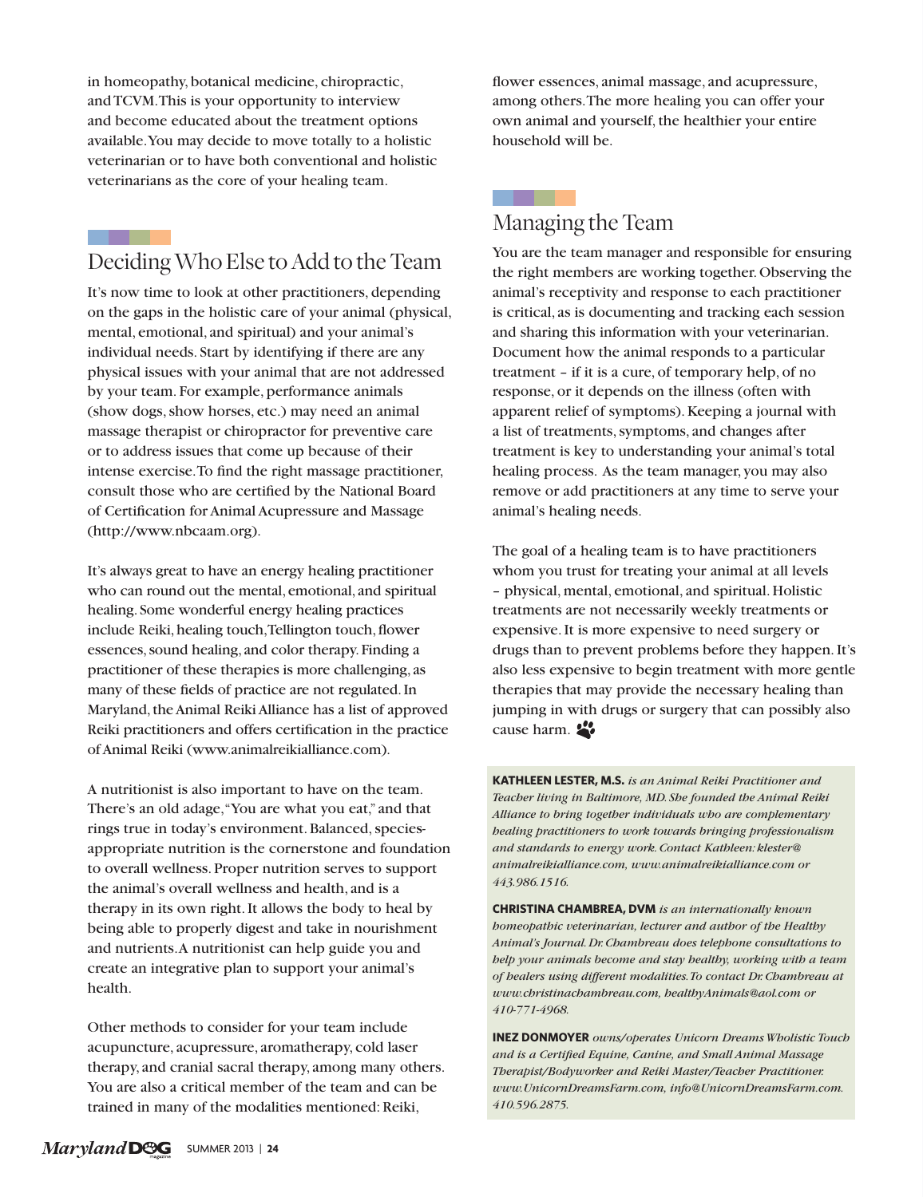in homeopathy, botanical medicine, chiropractic, and TCVM. This is your opportunity to interview and become educated about the treatment options available. You may decide to move totally to a holistic veterinarian or to have both conventional and holistic veterinarians as the core of your healing team.

## Deciding Who Else to Add to the Team

It's now time to look at other practitioners, depending on the gaps in the holistic care of your animal (physical, mental, emotional, and spiritual) and your animal's individual needs. Start by identifying if there are any physical issues with your animal that are not addressed by your team. For example, performance animals (show dogs, show horses, etc.) may need an animal massage therapist or chiropractor for preventive care or to address issues that come up because of their intense exercise. To find the right massage practitioner, consult those who are certified by the National Board of Certification for Animal Acupressure and Massage (http://www.nbcaam.org).

It's always great to have an energy healing practitioner who can round out the mental, emotional, and spiritual healing. Some wonderful energy healing practices include Reiki, healing touch, Tellington touch, flower essences, sound healing, and color therapy. Finding a practitioner of these therapies is more challenging, as many of these fields of practice are not regulated. In Maryland, the Animal Reiki Alliance has a list of approved Reiki practitioners and offers certification in the practice of Animal Reiki (www.animalreikialliance.com).

A nutritionist is also important to have on the team. There's an old adage, "You are what you eat," and that rings true in today's environment. Balanced, species-appropriate nutrition is the cornerstone and foundation to overall wellness. Proper nutrition serves to support the animal's overall wellness and health, and is a therapy in its own right. It allows the body to heal by being able to properly digest and take in nourishment and nutrients. A nutritionist can help guide you and create an integrative plan to support your animal's health.

Other methods to consider for your team include acupuncture, acupressure, aromatherapy, cold laser therapy, and cranial sacral therapy, among many others. You are also a critical member of the team and can be trained in many of the modalities mentioned: Reiki, flower essences, animal massage, and acupressure, among others. The more healing you can offer your own animal and yourself, the healthier your entire household will be.

## Managing the Team

You are the team manager and responsible for ensuring the right members are working together. Observing the animal's receptivity and response to each practitioner is critical, as is documenting and tracking each session and sharing this information with your veterinarian. Document how the animal responds to a particular treatment – if it is a cure, of temporary help, of no response, or it depends on the illness (often with apparent relief of symptoms). Keeping a journal with a list of treatments, symptoms, and changes after treatment is key to understanding your animal's total healing process. As the team manager, you may also remove or add practitioners at any time to serve your animal's healing needs.

The goal of a healing team is to have practitioners whom you trust for treating your animal at all levels – physical, mental, emotional, and spiritual. Holistic treatments are not necessarily weekly treatments or expensive. It is more expensive to need surgery or drugs than to prevent problems before they happen. It's also less expensive to begin treatment with more gentle therapies that may provide the necessary healing than jumping in with drugs or surgery that can possibly also cause harm.

**KATHLEEN LESTER, M.S.** *is an Animal Reiki Practitioner and Teacher living in Baltimore, MD. She founded the Animal Reiki Alliance to bring together individuals who are complementary healing practitioners to work towards bringing professionalism and standards to energy work. Contact Kathleen: klester@animalreikialliance.com, www.animalreikialliance.com or 443.986.1516.*

**CHRISTINA CHAMBREAU, DVM** *is an internationally known homeopathic veterinarian, lecturer and author of the Healthy Animal's Journal. Dr. Chambreau does telephone consultations to help your animals become and stay healthy, working with a team of healers using different modalities. To contact Dr. Chambreau at www.christinachambreau.com, healthyAnimals@aol.com or 410-771-4968.*

**INEZ DONMOYER** *owns/operates Unicorn Dreams Wholistic Touch and is a Certified Equine, Canine, and Small Animal Massage Therapist/Bodyworker and Reiki Master/Teacher Practitioner. www.UnicornDreamsFarm.com, info@UnicornDreamsFarm.com. 410.596.2875.*